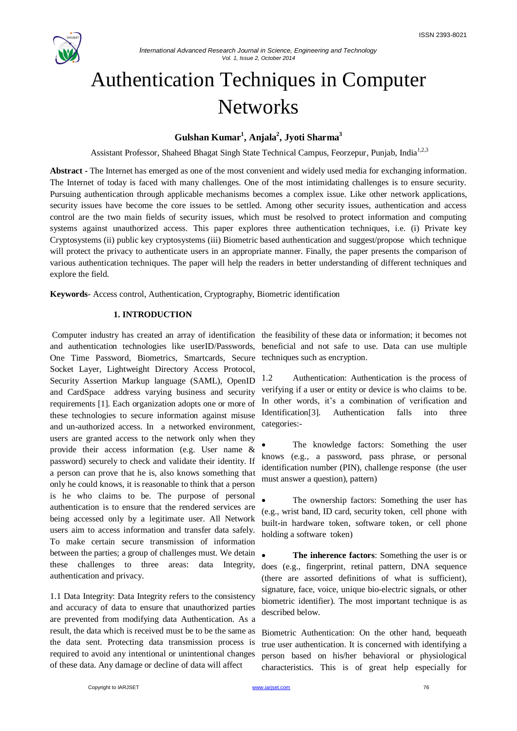# Authentication Techniques in Computer Networks

**Gulshan Kumar[1], Anjala[2], Jyoti Sharma[3]**

Assistant Professor, Shaheed Bhagat Singh State Technical Campus, Feorzepur, Punjab, India[1,2,3]

**Abstract** - The Internet has emerged as one of the most convenient and widely used media for exchanging information. The Internet of today is faced with many challenges. One of the most intimidating challenges is to ensure security. Pursuing authentication through applicable mechanisms becomes a complex issue. Like other network applications, security issues have become the core issues to be settled. Among other security issues, authentication and access control are the two main fields of security issues, which must be resolved to protect information and computing systems against unauthorized access. This paper explores three authentication techniques, i.e. (i) Private key Cryptosystems (ii) public key cryptosystems (iii) Biometric based authentication and suggest/propose which technique will protect the privacy to authenticate users in an appropriate manner. Finally, the paper presents the comparison of various authentication techniques. The paper will help the readers in better understanding of different techniques and explore the field.

**Keywords**- Access control, Authentication, Cryptography, Biometric identification

## 1. INTRODUCTION

Computer industry has created an array of identification and authentication technologies like userID/Passwords, One Time Password, Biometrics, Smartcards, Secure Socket Layer, Lightweight Directory Access Protocol, Security Assertion Markup language (SAML), OpenID and CardSpace address varying business and security requirements [1]. Each organization adopts one or more of these technologies to secure information against misuse and un-authorized access. In a networked environment, users are granted access to the network only when they provide their access information (e.g. User name & password) securely to check and validate their identity. If a person can prove that he is, also knows something that only he could knows, it is reasonable to think that a person is he who claims to be. The purpose of personal authentication is to ensure that the rendered services are being accessed only by a legitimate user. All Network users aim to access information and transfer data safely. To make certain secure transmission of information between the parties; a group of challenges must. We detain these challenges to three areas: data Integrity, authentication and privacy.

1.1 Data Integrity: Data Integrity refers to the consistency and accuracy of data to ensure that unauthorized parties are prevented from modifying data Authentication. As a result, the data which is received must be to be the same as the data sent. Protecting data transmission process is required to avoid any intentional or unintentional changes of these data. Any damage or decline of data will affect the feasibility of these data or information; it becomes not beneficial and not safe to use. Data can use multiple techniques such as encryption.

1.2 Authentication: Authentication is the process of verifying if a user or entity or device is who claims to be. In other words, it's a combination of verification and Identification[3]. Authentication falls into three categories:-

- The knowledge factors: Something the user knows (e.g., a password, pass phrase, or personal identification number (PIN), challenge response (the user must answer a question), pattern)
- The ownership factors: Something the user has (e.g., wrist band, ID card, security token, cell phone with built-in hardware token, software token, or cell phone holding a software token)
- **The inherence factors**: Something the user is or does (e.g., fingerprint, retinal pattern, DNA sequence (there are assorted definitions of what is sufficient), signature, face, voice, unique bio-electric signals, or other biometric identifier). The most important technique is as described below.

Biometric Authentication: On the other hand, bequeath true user authentication. It is concerned with identifying a person based on his/her behavioral or physiological characteristics. This is of great help especially for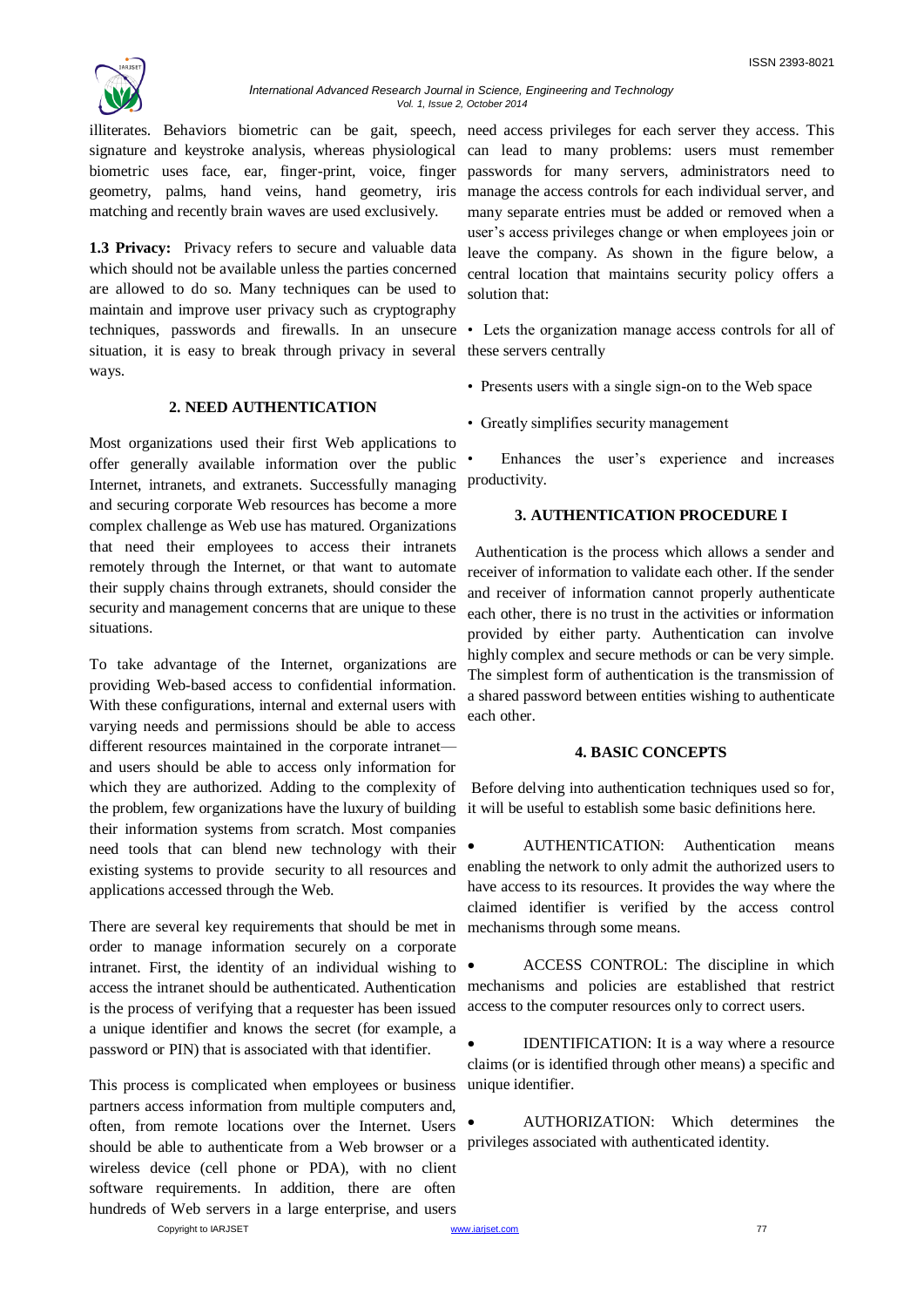illiterates. Behaviors biometric can be gait, speech, signature and keystroke analysis, whereas physiological biometric uses face, ear, finger-print, voice, finger geometry, palms, hand veins, hand geometry, iris matching and recently brain waves are used exclusively.

**1.3 Privacy:** Privacy refers to secure and valuable data which should not be available unless the parties concerned are allowed to do so. Many techniques can be used to maintain and improve user privacy such as cryptography techniques, passwords and firewalls. In an unsecure situation, it is easy to break through privacy in several ways.

## 2. NEED AUTHENTICATION

Most organizations used their first Web applications to offer generally available information over the public Internet, intranets, and extranets. Successfully managing and securing corporate Web resources has become a more complex challenge as Web use has matured. Organizations that need their employees to access their intranets remotely through the Internet, or that want to automate their supply chains through extranets, should consider the security and management concerns that are unique to these situations.

To take advantage of the Internet, organizations are providing Web-based access to confidential information. With these configurations, internal and external users with varying needs and permissions should be able to access different resources maintained in the corporate intranet—and users should be able to access only information for which they are authorized. Adding to the complexity of the problem, few organizations have the luxury of building their information systems from scratch. Most companies need tools that can blend new technology with their existing systems to provide security to all resources and applications accessed through the Web.

There are several key requirements that should be met in order to manage information securely on a corporate intranet. First, the identity of an individual wishing to access the intranet should be authenticated. Authentication is the process of verifying that a requester has been issued a unique identifier and knows the secret (for example, a password or PIN) that is associated with that identifier.

This process is complicated when employees or business partners access information from multiple computers and, often, from remote locations over the Internet. Users should be able to authenticate from a Web browser or a wireless device (cell phone or PDA), with no client software requirements. In addition, there are often hundreds of Web servers in a large enterprise, and users need access privileges for each server they access. This can lead to many problems: users must remember passwords for many servers, administrators need to manage the access controls for each individual server, and many separate entries must be added or removed when a user's access privileges change or when employees join or leave the company. As shown in the figure below, a central location that maintains security policy offers a solution that:

- Lets the organization manage access controls for all of these servers centrally
- Presents users with a single sign-on to the Web space
- Greatly simplifies security management
- Enhances the user's experience and increases productivity.

## 3. AUTHENTICATION PROCEDURE I

Authentication is the process which allows a sender and receiver of information to validate each other. If the sender and receiver of information cannot properly authenticate each other, there is no trust in the activities or information provided by either party. Authentication can involve highly complex and secure methods or can be very simple. The simplest form of authentication is the transmission of a shared password between entities wishing to authenticate each other.

## 4. BASIC CONCEPTS

Before delving into authentication techniques used so for, it will be useful to establish some basic definitions here.

- AUTHENTICATION: Authentication means enabling the network to only admit the authorized users to have access to its resources. It provides the way where the claimed identifier is verified by the access control mechanisms through some means.
- ACCESS CONTROL: The discipline in which mechanisms and policies are established that restrict access to the computer resources only to correct users.
- IDENTIFICATION: It is a way where a resource claims (or is identified through other means) a specific and unique identifier.
- AUTHORIZATION: Which determines the privileges associated with authenticated identity.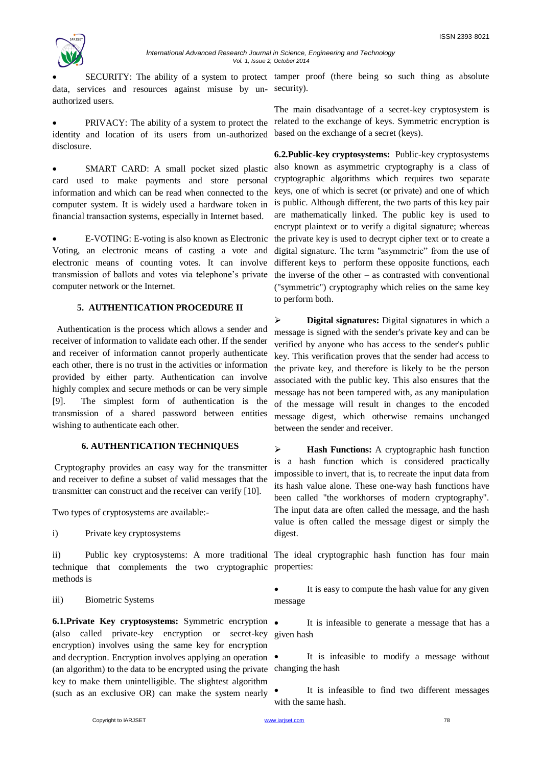- SECURITY: The ability of a system to protect data, services and resources against misuse by un-authorized users.

- PRIVACY: The ability of a system to protect the identity and location of its users from un-authorized disclosure.

- SMART CARD: A small pocket sized plastic card used to make payments and store personal information and which can be read when connected to the computer system. It is widely used a hardware token in financial transaction systems, especially in Internet based.

- E-VOTING: E-voting is also known as Electronic Voting, an electronic means of casting a vote and electronic means of counting votes. It can involve transmission of ballots and votes via telephone's private computer network or the Internet.

## 5. AUTHENTICATION PROCEDURE II

Authentication is the process which allows a sender and receiver of information to validate each other. If the sender and receiver of information cannot properly authenticate each other, there is no trust in the activities or information provided by either party. Authentication can involve highly complex and secure methods or can be very simple [9]. The simplest form of authentication is the transmission of a shared password between entities wishing to authenticate each other.

## 6. AUTHENTICATION TECHNIQUES

Cryptography provides an easy way for the transmitter and receiver to define a subset of valid messages that the transmitter can construct and the receiver can verify [10].

Two types of cryptosystems are available:-

i) Private key cryptosystems

ii) Public key cryptosystems: A more traditional technique that complements the two cryptographic methods is

iii) Biometric Systems

**6.1.Private Key cryptosystems:** Symmetric encryption (also called private-key encryption or secret-key encryption) involves using the same key for encryption and decryption. Encryption involves applying an operation (an algorithm) to the data to be encrypted using the private key to make them unintelligible. The slightest algorithm (such as an exclusive OR) can make the system nearly tamper proof (there being so such thing as absolute security).

The main disadvantage of a secret-key cryptosystem is related to the exchange of keys. Symmetric encryption is based on the exchange of a secret (keys).

**6.2.Public-key cryptosystems:** Public-key cryptosystems also known as asymmetric cryptography is a class of cryptographic algorithms which requires two separate keys, one of which is secret (or private) and one of which is public. Although different, the two parts of this key pair are mathematically linked. The public key is used to encrypt plaintext or to verify a digital signature; whereas the private key is used to decrypt cipher text or to create a digital signature. The term "asymmetric" from the use of different keys to perform these opposite functions, each the inverse of the other – as contrasted with conventional ("symmetric") cryptography which relies on the same key to perform both.

- **Digital signatures:** Digital signatures in which a message is signed with the sender's private key and can be verified by anyone who has access to the sender's public key. This verification proves that the sender had access to the private key, and therefore is likely to be the person associated with the public key. This also ensures that the message has not been tampered with, as any manipulation of the message will result in changes to the encoded message digest, which otherwise remains unchanged between the sender and receiver.

- **Hash Functions:** A cryptographic hash function is a hash function which is considered practically impossible to invert, that is, to recreate the input data from its hash value alone. These one-way hash functions have been called "the workhorses of modern cryptography". The input data are often called the message, and the hash value is often called the message digest or simply the digest.

The ideal cryptographic hash function has four main properties:

- It is easy to compute the hash value for any given message
- It is infeasible to generate a message that has a given hash
- It is infeasible to modify a message without changing the hash
- It is infeasible to find two different messages with the same hash.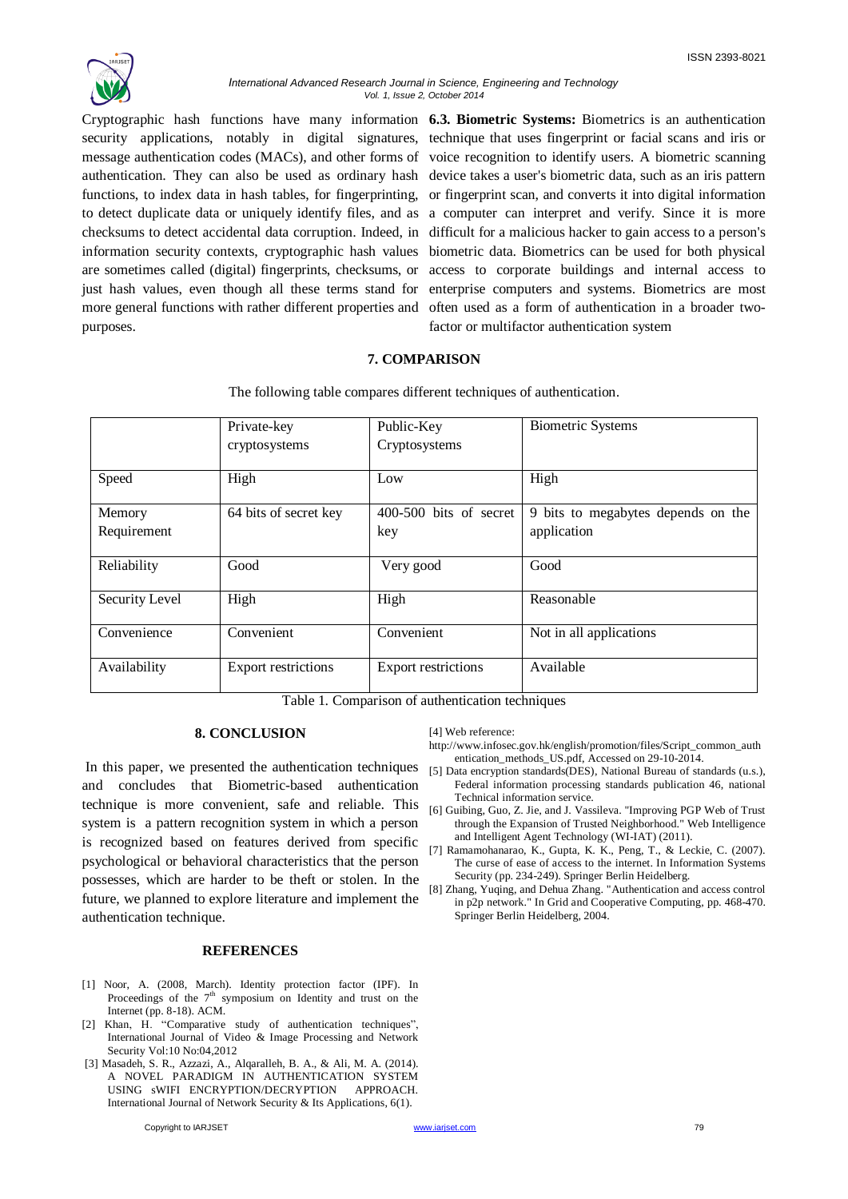Cryptographic hash functions have many information security applications, notably in digital signatures, message authentication codes (MACs), and other forms of authentication. They can also be used as ordinary hash functions, to index data in hash tables, for fingerprinting, to detect duplicate data or uniquely identify files, and as checksums to detect accidental data corruption. Indeed, in information security contexts, cryptographic hash values are sometimes called (digital) fingerprints, checksums, or just hash values, even though all these terms stand for more general functions with rather different properties and purposes.

**6.3. Biometric Systems:** Biometrics is an authentication technique that uses fingerprint or facial scans and iris or voice recognition to identify users. A biometric scanning device takes a user's biometric data, such as an iris pattern or fingerprint scan, and converts it into digital information a computer can interpret and verify. Since it is more difficult for a malicious hacker to gain access to a person's biometric data. Biometrics can be used for both physical access to corporate buildings and internal access to enterprise computers and systems. Biometrics are most often used as a form of authentication in a broader two-factor or multifactor authentication system

## 7. COMPARISON

The following table compares different techniques of authentication.

| | Private-key cryptosystems | Public-Key Cryptosystems | Biometric Systems |
|---|---|---|---|
| Speed | High | Low | High |
| Memory Requirement | 64 bits of secret key | 400-500 bits of secret key | 9 bits to megabytes depends on the application |
| Reliability | Good | Very good | Good |
| Security Level | High | High | Reasonable |
| Convenience | Convenient | Convenient | Not in all applications |
| Availability | Export restrictions | Export restrictions | Available |

Table 1. Comparison of authentication techniques

## 8. CONCLUSION

In this paper, we presented the authentication techniques and concludes that Biometric-based authentication technique is more convenient, safe and reliable. This system is a pattern recognition system in which a person is recognized based on features derived from specific psychological or behavioral characteristics that the person possesses, which are harder to be theft or stolen. In the future, we planned to explore literature and implement the authentication technique.

## REFERENCES

[1] Noor, A. (2008, March). Identity protection factor (IPF). In Proceedings of the 7th symposium on Identity and trust on the Internet (pp. 8-18). ACM.

[2] Khan, H. "Comparative study of authentication techniques", International Journal of Video & Image Processing and Network Security Vol:10 No:04,2012

[3] Masadeh, S. R., Azzazi, A., Alqaralleh, B. A., & Ali, M. A. (2014). A NOVEL PARADIGM IN AUTHENTICATION SYSTEM USING sWIFI ENCRYPTION/DECRYPTION APPROACH. International Journal of Network Security & Its Applications, 6(1).

[4] Web reference: http://www.infosec.gov.hk/english/promotion/files/Script_common_authentication_methods_US.pdf, Accessed on 29-10-2014.

[5] Data encryption standards(DES), National Bureau of standards (u.s.), Federal information processing standards publication 46, national Technical information service.

[6] Guibing, Guo, Z. Jie, and J. Vassileva. "Improving PGP Web of Trust through the Expansion of Trusted Neighborhood." Web Intelligence and Intelligent Agent Technology (WI-IAT) (2011).

[7] Ramamohanarao, K., Gupta, K. K., Peng, T., & Leckie, C. (2007). The curse of ease of access to the internet. In Information Systems Security (pp. 234-249). Springer Berlin Heidelberg.

[8] Zhang, Yuqing, and Dehua Zhang. "Authentication and access control in p2p network." In Grid and Cooperative Computing, pp. 468-470. Springer Berlin Heidelberg, 2004.